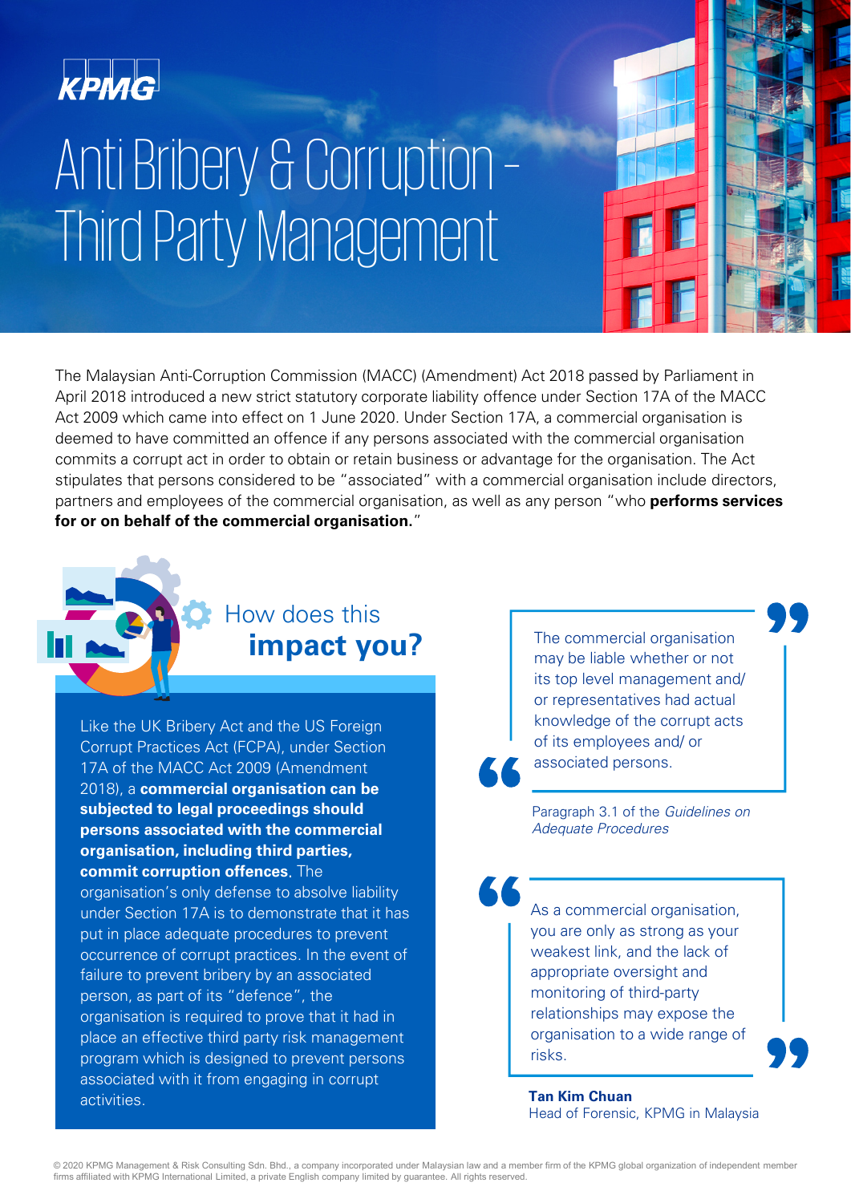# Anti Bribery & Corruption – Third Party Management

The Malaysian Anti-Corruption Commission (MACC) (Amendment) Act 2018 passed by Parliament in April 2018 introduced a new strict statutory corporate liability offence under Section 17A of the MACC Act 2009 which came into effect on 1 June 2020. Under Section 17A, a commercial organisation is deemed to have committed an offence if any persons associated with the commercial organisation commits a corrupt act in order to obtain or retain business or advantage for the organisation. The Act stipulates that persons considered to be "associated" with a commercial organisation include directors, partners and employees of the commercial organisation, as well as any person "who **performs services for or on behalf of the commercial organisation.**"

## How does this **impact you?**

Like the UK Bribery Act and the US Foreign Corrupt Practices Act (FCPA), under Section 17A of the MACC Act 2009 (Amendment 2018), a **commercial organisation can be subjected to legal proceedings should persons associated with the commercial organisation, including third parties, commit corruption offences**. The organisation's only defense to absolute liability under Section 17A is to demonstrate that it has put in place adequate procedures to prevent occurrence of corrupt practices. In the event of failure to prevent bribery by an associated person, as part of its "defence", the organisation is required to prove that it had in place an effective third party risk management program which is designed to prevent persons associated with it from engaging in corrupt activities.

> "The commercial organisation may be liable whether or not its top level management and/ or representatives had actual knowledge of the corrupt acts of its employees and/ or associated persons."

Paragraph 3.1 of the *Guidelines on Adequate Procedures*

> "As a commercial organisation, you are only as strong as your weakest link, and the lack of appropriate oversight and monitoring of third-party relationships may expose the organisation to a wide range of risks."

**Tan Kim Chuan**
Head of Forensic, KPMG in Malaysia

© 2020 KPMG Management & Risk Consulting Sdn. Bhd., a company incorporated under Malaysian law and a member firm of the KPMG global organization of independent member firms affiliated with KPMG International Limited, a private English company limited by guarantee. All rights reserved.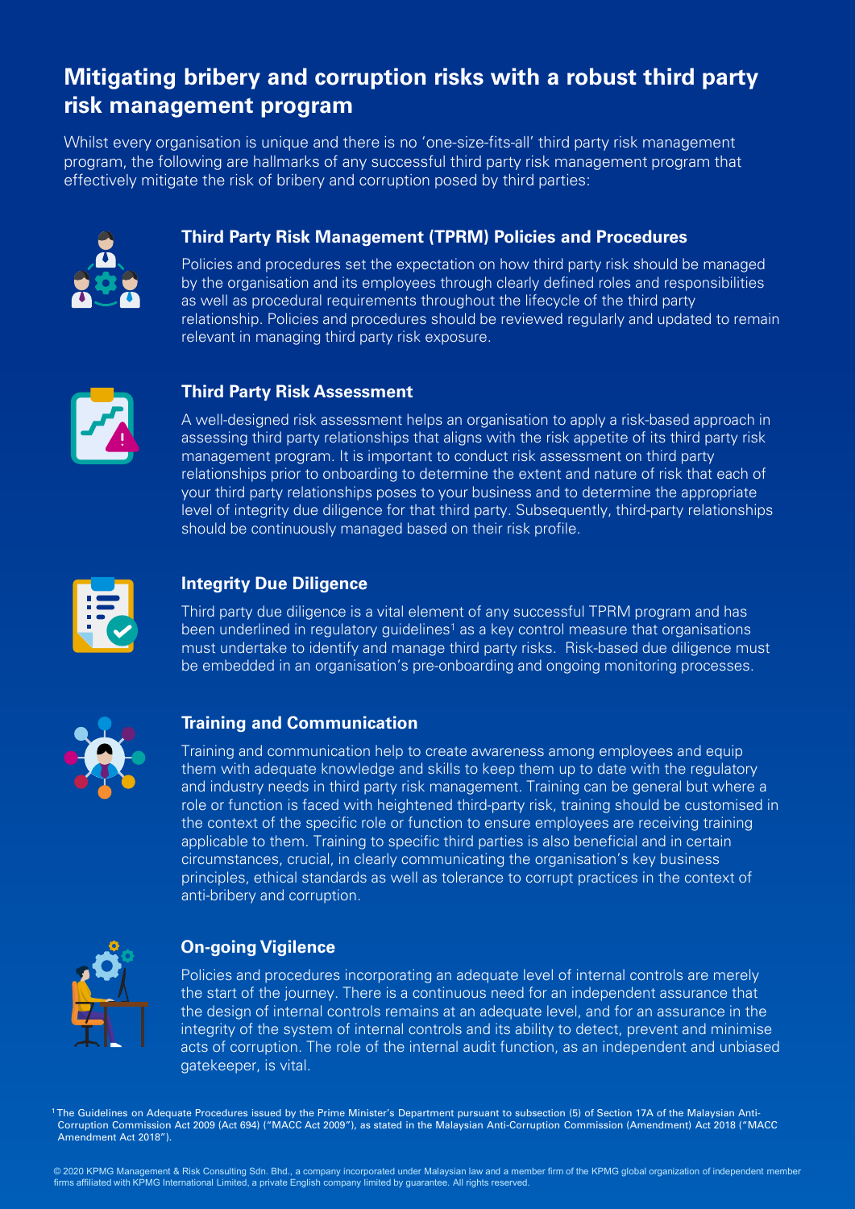# Mitigating bribery and corruption risks with a robust third party risk management program

Whilst every organisation is unique and there is no 'one-size-fits-all' third party risk management program, the following are hallmarks of any successful third party risk management program that effectively mitigate the risk of bribery and corruption posed by third parties:

## Third Party Risk Management (TPRM) Policies and Procedures

Policies and procedures set the expectation on how third party risk should be managed by the organisation and its employees through clearly defined roles and responsibilities as well as procedural requirements throughout the lifecycle of the third party relationship. Policies and procedures should be reviewed regularly and updated to remain relevant in managing third party risk exposure.

## Third Party Risk Assessment

A well-designed risk assessment helps an organisation to apply a risk-based approach in assessing third party relationships that aligns with the risk appetite of its third party risk management program. It is important to conduct risk assessment on third party relationships prior to onboarding to determine the extent and nature of risk that each of your third party relationships poses to your business and to determine the appropriate level of integrity due diligence for that third party. Subsequently, third-party relationships should be continuously managed based on their risk profile.

## Integrity Due Diligence

Third party due diligence is a vital element of any successful TPRM program and has been underlined in regulatory guidelines[1] as a key control measure that organisations must undertake to identify and manage third party risks. Risk-based due diligence must be embedded in an organisation's pre-onboarding and ongoing monitoring processes.

## Training and Communication

Training and communication help to create awareness among employees and equip them with adequate knowledge and skills to keep them up to date with the regulatory and industry needs in third party risk management. Training can be general but where a role or function is faced with heightened third-party risk, training should be customised in the context of the specific role or function to ensure employees are receiving training applicable to them. Training to specific third parties is also beneficial and in certain circumstances, crucial, in clearly communicating the organisation's key business principles, ethical standards as well as tolerance to corrupt practices in the context of anti-bribery and corruption.

## On-going Vigilence

Policies and procedures incorporating an adequate level of internal controls are merely the start of the journey. There is a continuous need for an independent assurance that the design of internal controls remains at an adequate level, and for an assurance in the integrity of the system of internal controls and its ability to detect, prevent and minimise acts of corruption. The role of the internal audit function, as an independent and unbiased gatekeeper, is vital.

[1] The Guidelines on Adequate Procedures issued by the Prime Minister's Department pursuant to subsection (5) of Section 17A of the Malaysian Anti-Corruption Commission Act 2009 (Act 694) ("MACC Act 2009"), as stated in the Malaysian Anti-Corruption Commission (Amendment) Act 2018 ("MACC Amendment Act 2018").

© 2020 KPMG Management & Risk Consulting Sdn. Bhd., a company incorporated under Malaysian law and a member firm of the KPMG global organization of independent member firms affiliated with KPMG International Limited, a private English company limited by guarantee. All rights reserved.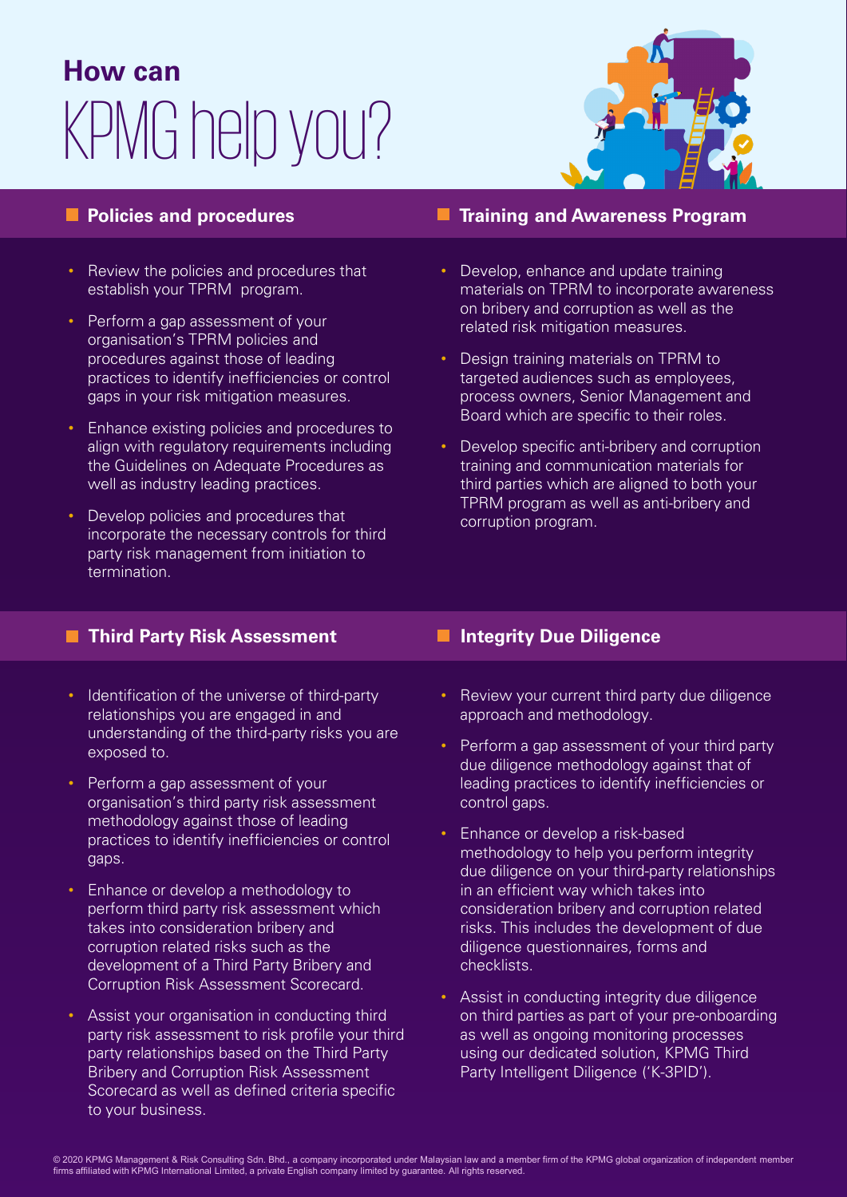# How can KPMG help you?

## Policies and procedures

- Review the policies and procedures that establish your TPRM program.
- Perform a gap assessment of your organisation's TPRM policies and procedures against those of leading practices to identify inefficiencies or control gaps in your risk mitigation measures.
- Enhance existing policies and procedures to align with regulatory requirements including the Guidelines on Adequate Procedures as well as industry leading practices.
- Develop policies and procedures that incorporate the necessary controls for third party risk management from initiation to termination.

## Training and Awareness Program

- Develop, enhance and update training materials on TPRM to incorporate awareness on bribery and corruption as well as the related risk mitigation measures.
- Design training materials on TPRM to targeted audiences such as employees, process owners, Senior Management and Board which are specific to their roles.
- Develop specific anti-bribery and corruption training and communication materials for third parties which are aligned to both your TPRM program as well as anti-bribery and corruption program.

## Third Party Risk Assessment

- Identification of the universe of third-party relationships you are engaged in and understanding of the third-party risks you are exposed to.
- Perform a gap assessment of your organisation's third party risk assessment methodology against those of leading practices to identify inefficiencies or control gaps.
- Enhance or develop a methodology to perform third party risk assessment which takes into consideration bribery and corruption related risks such as the development of a Third Party Bribery and Corruption Risk Assessment Scorecard.
- Assist your organisation in conducting third party risk assessment to risk profile your third party relationships based on the Third Party Bribery and Corruption Risk Assessment Scorecard as well as defined criteria specific to your business.

## Integrity Due Diligence

- Review your current third party due diligence approach and methodology.
- Perform a gap assessment of your third party due diligence methodology against that of leading practices to identify inefficiencies or control gaps.
- Enhance or develop a risk-based methodology to help you perform integrity due diligence on your third-party relationships in an efficient way which takes into consideration bribery and corruption related risks. This includes the development of due diligence questionnaires, forms and checklists.
- Assist in conducting integrity due diligence on third parties as part of your pre-onboarding as well as ongoing monitoring processes using our dedicated solution, KPMG Third Party Intelligent Diligence ('K-3PID').

© 2020 KPMG Management & Risk Consulting Sdn. Bhd., a company incorporated under Malaysian law and a member firm of the KPMG global organization of independent member firms affiliated with KPMG International Limited, a private English company limited by guarantee. All rights reserved.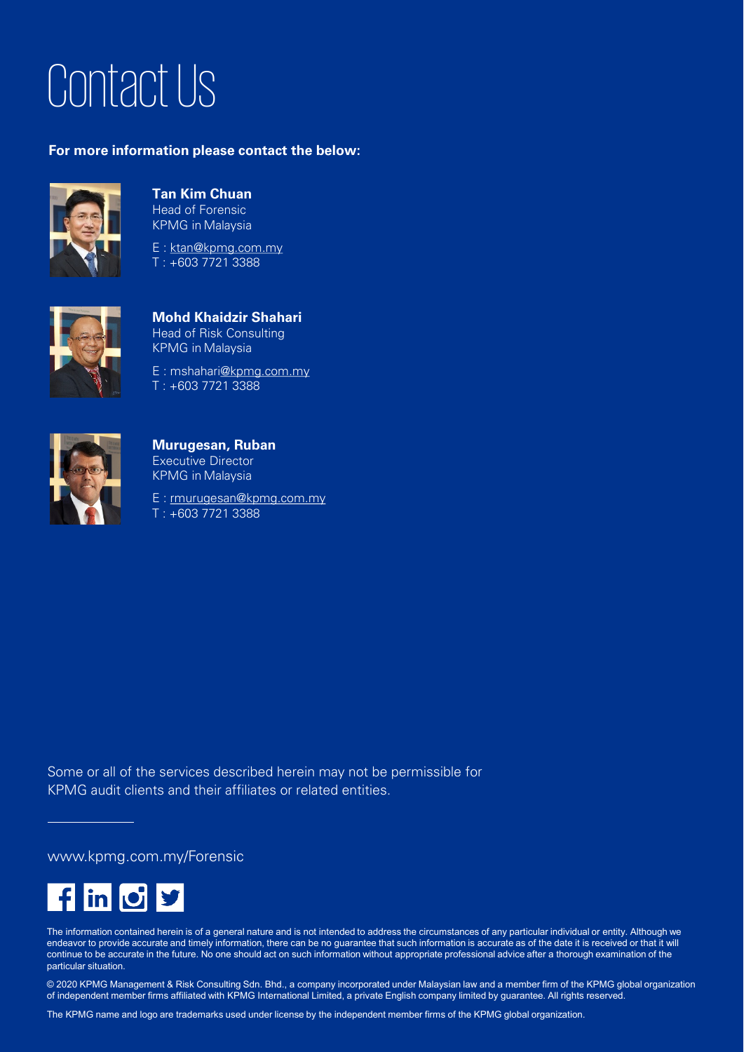# Contact Us

**For more information please contact the below:**

**Tan Kim Chuan**
Head of Forensic
KPMG in Malaysia

E : ktan@kpmg.com.my
T : +603 7721 3388

**Mohd Khaidzir Shahari**
Head of Risk Consulting
KPMG in Malaysia

E : mshahari@kpmg.com.my
T : +603 7721 3388

**Murugesan, Ruban**
Executive Director
KPMG in Malaysia

E : rmurugesan@kpmg.com.my
T : +603 7721 3388

Some or all of the services described herein may not be permissible for KPMG audit clients and their affiliates or related entities.

www.kpmg.com.my/Forensic

The information contained herein is of a general nature and is not intended to address the circumstances of any particular individual or entity. Although we endeavor to provide accurate and timely information, there can be no guarantee that such information is accurate as of the date it is received or that it will continue to be accurate in the future. No one should act on such information without appropriate professional advice after a thorough examination of the particular situation.

© 2020 KPMG Management & Risk Consulting Sdn. Bhd., a company incorporated under Malaysian law and a member firm of the KPMG global organization of independent member firms affiliated with KPMG International Limited, a private English company limited by guarantee. All rights reserved.

The KPMG name and logo are trademarks used under license by the independent member firms of the KPMG global organization.